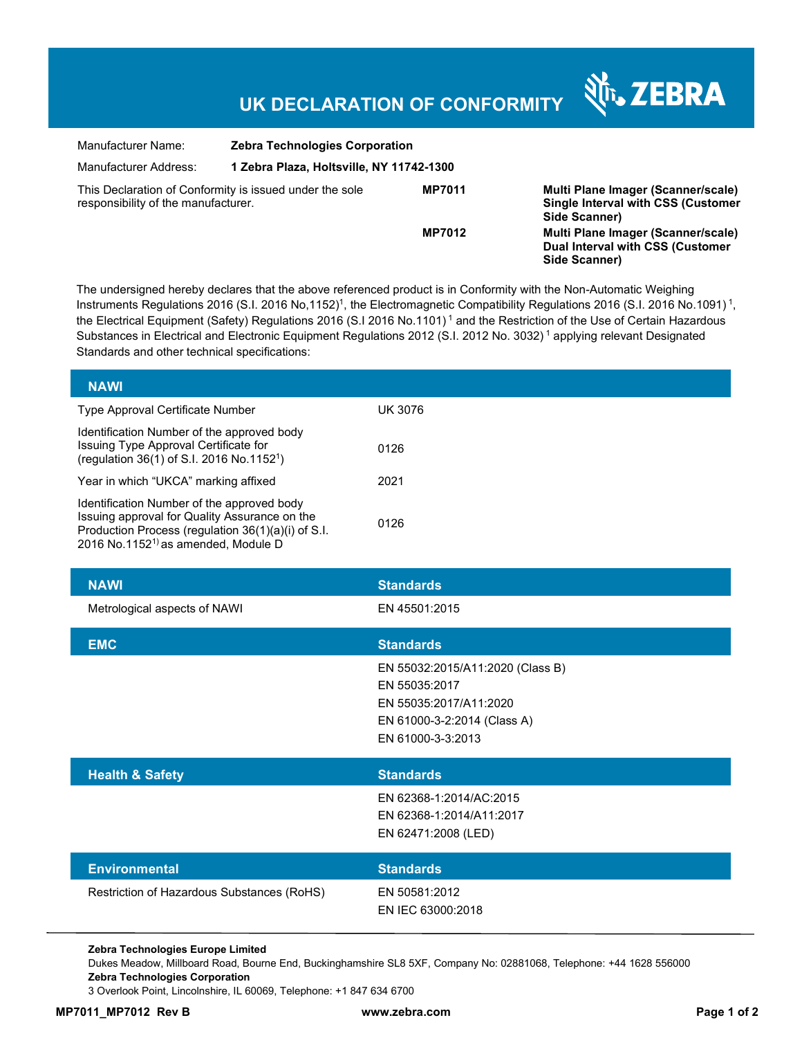# UK DECLARATION OF CONFORMITY

ZEBRA

| | |
|---|---|
| Manufacturer Name: | **Zebra Technologies Corporation** |
| Manufacturer Address: | **1 Zebra Plaza, Holtsville, NY 11742-1300** |

This Declaration of Conformity is issued under the sole responsibility of the manufacturer.

| | |
|---|---|
| **MP7011** | **Multi Plane Imager (Scanner/scale) Single Interval with CSS (Customer Side Scanner)** |
| **MP7012** | **Multi Plane Imager (Scanner/scale) Dual Interval with CSS (Customer Side Scanner)** |

The undersigned hereby declares that the above referenced product is in Conformity with the Non-Automatic Weighing Instruments Regulations 2016 (S.I. 2016 No,1152)[1], the Electromagnetic Compatibility Regulations 2016 (S.I. 2016 No.1091)[1], the Electrical Equipment (Safety) Regulations 2016 (S.I 2016 No.1101)[1] and the Restriction of the Use of Certain Hazardous Substances in Electrical and Electronic Equipment Regulations 2012 (S.I. 2012 No. 3032)[1] applying relevant Designated Standards and other technical specifications:

| NAWI | |
|---|---|
| Type Approval Certificate Number | UK 3076 |
| Identification Number of the approved body Issuing Type Approval Certificate for (regulation 36(1) of S.I. 2016 No.1152[1]) | 0126 |
| Year in which "UKCA" marking affixed | 2021 |
| Identification Number of the approved body Issuing approval for Quality Assurance on the Production Process (regulation 36(1)(a)(i) of S.I. 2016 No.1152[1]) as amended, Module D | 0126 |

| NAWI | Standards |
|---|---|
| Metrological aspects of NAWI | EN 45501:2015 |

| EMC | Standards |
|---|---|
| | EN 55032:2015/A11:2020 (Class B)<br>EN 55035:2017<br>EN 55035:2017/A11:2020<br>EN 61000-3-2:2014 (Class A)<br>EN 61000-3-3:2013 |

| Health & Safety | Standards |
|---|---|
| | EN 62368-1:2014/AC:2015<br>EN 62368-1:2014/A11:2017<br>EN 62471:2008 (LED) |

| Environmental | Standards |
|---|---|
| Restriction of Hazardous Substances (RoHS) | EN 50581:2012<br>EN IEC 63000:2018 |

**Zebra Technologies Europe Limited**
Dukes Meadow, Millboard Road, Bourne End, Buckinghamshire SL8 5XF, Company No: 02881068, Telephone: +44 1628 556000
**Zebra Technologies Corporation**
3 Overlook Point, Lincolnshire, IL 60069, Telephone: +1 847 634 6700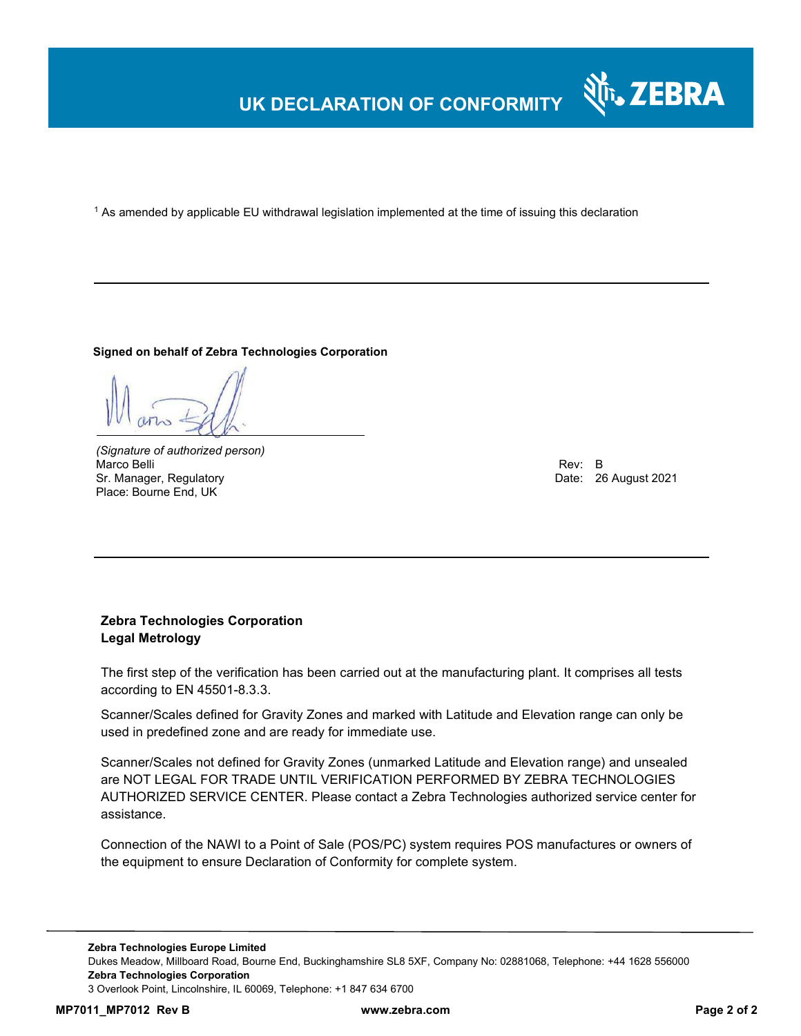# UK DECLARATION OF CONFORMITY

[1] As amended by applicable EU withdrawal legislation implemented at the time of issuing this declaration

---

**Signed on behalf of Zebra Technologies Corporation**

*(Signature of authorized person)*
Marco Belli
Sr. Manager, Regulatory
Place: Bourne End, UK

Rev: B
Date: 26 August 2021

---

**Zebra Technologies Corporation**
**Legal Metrology**

The first step of the verification has been carried out at the manufacturing plant. It comprises all tests according to EN 45501-8.3.3.

Scanner/Scales defined for Gravity Zones and marked with Latitude and Elevation range can only be used in predefined zone and are ready for immediate use.

Scanner/Scales not defined for Gravity Zones (unmarked Latitude and Elevation range) and unsealed are NOT LEGAL FOR TRADE UNTIL VERIFICATION PERFORMED BY ZEBRA TECHNOLOGIES AUTHORIZED SERVICE CENTER. Please contact a Zebra Technologies authorized service center for assistance.

Connection of the NAWI to a Point of Sale (POS/PC) system requires POS manufactures or owners of the equipment to ensure Declaration of Conformity for complete system.

---

**Zebra Technologies Europe Limited**
Dukes Meadow, Millboard Road, Bourne End, Buckinghamshire SL8 5XF, Company No: 02881068, Telephone: +44 1628 556000
**Zebra Technologies Corporation**
3 Overlook Point, Lincolnshire, IL 60069, Telephone: +1 847 634 6700

**MP7011_MP7012 Rev B** **www.zebra.com**